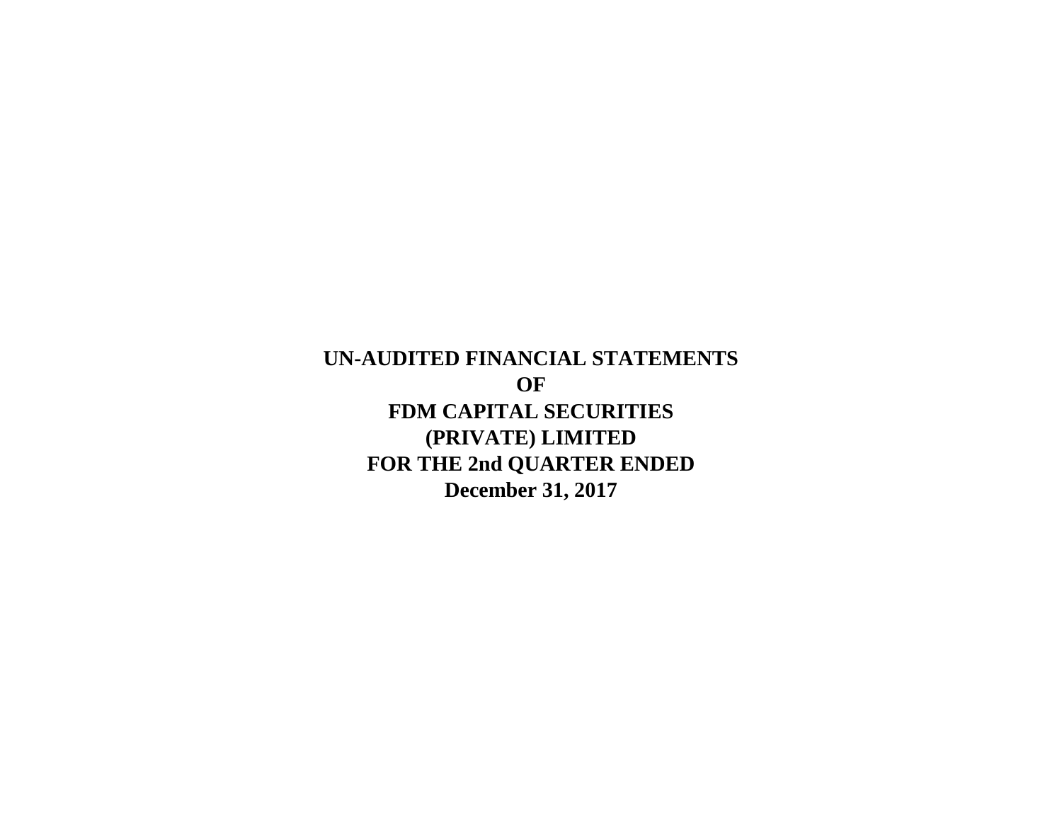# UN-AUDITED FINANCIAL STATEMENTS
# OF
# FDM CAPITAL SECURITIES
# (PRIVATE) LIMITED
# FOR THE 2nd QUARTER ENDED
# December 31, 2017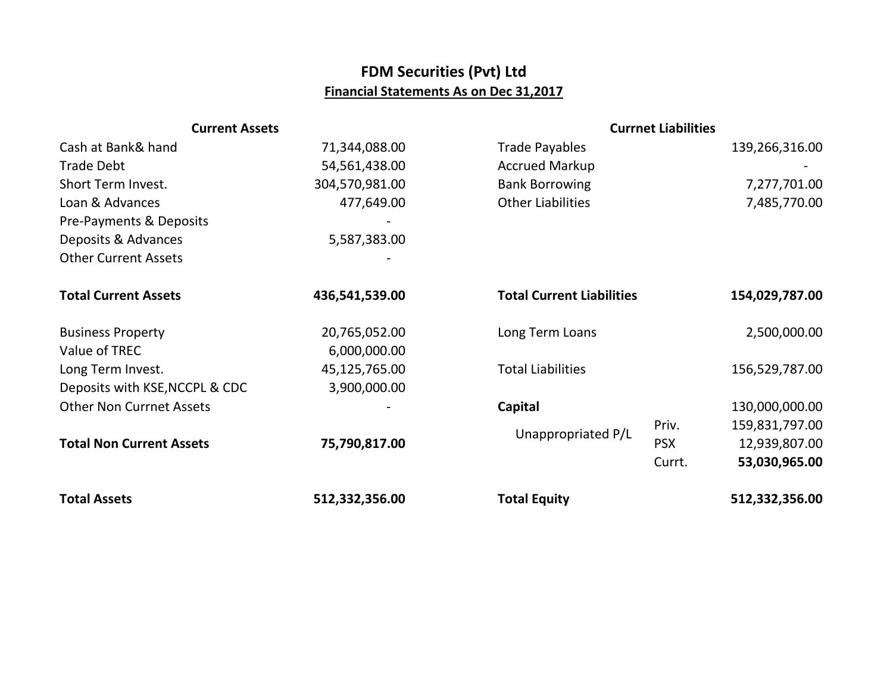# FDM Securities (Pvt) Ltd

**Financial Statements As on Dec 31,2017**

| **Current Assets** | | **Currnet Liabilities** | | |
|---|---|---|---|---|
| Cash at Bank& hand | 71,344,088.00 | Trade Payables | | 139,266,316.00 |
| Trade Debt | 54,561,438.00 | Accrued Markup | | - |
| Short Term Invest. | 304,570,981.00 | Bank Borrowing | | 7,277,701.00 |
| Loan & Advances | 477,649.00 | Other Liabilities | | 7,485,770.00 |
| Pre-Payments & Deposits | - | | | |
| Deposits & Advances | 5,587,383.00 | | | |
| Other Current Assets | - | | | |
| **Total Current Assets** | **436,541,539.00** | **Total Current Liabilities** | | **154,029,787.00** |
| Business Property | 20,765,052.00 | Long Term Loans | | 2,500,000.00 |
| Value of TREC | 6,000,000.00 | | | |
| Long Term Invest. | 45,125,765.00 | Total Liabilities | | 156,529,787.00 |
| Deposits with KSE,NCCPL & CDC | 3,900,000.00 | | | |
| Other Non Currnet Assets | - | **Capital** | | 130,000,000.00 |
| | | Unappropriated P/L | Priv. | 159,831,797.00 |
| **Total Non Current Assets** | **75,790,817.00** | | PSX | 12,939,807.00 |
| | | | Currt. | **53,030,965.00** |
| **Total Assets** | **512,332,356.00** | **Total Equity** | | **512,332,356.00** |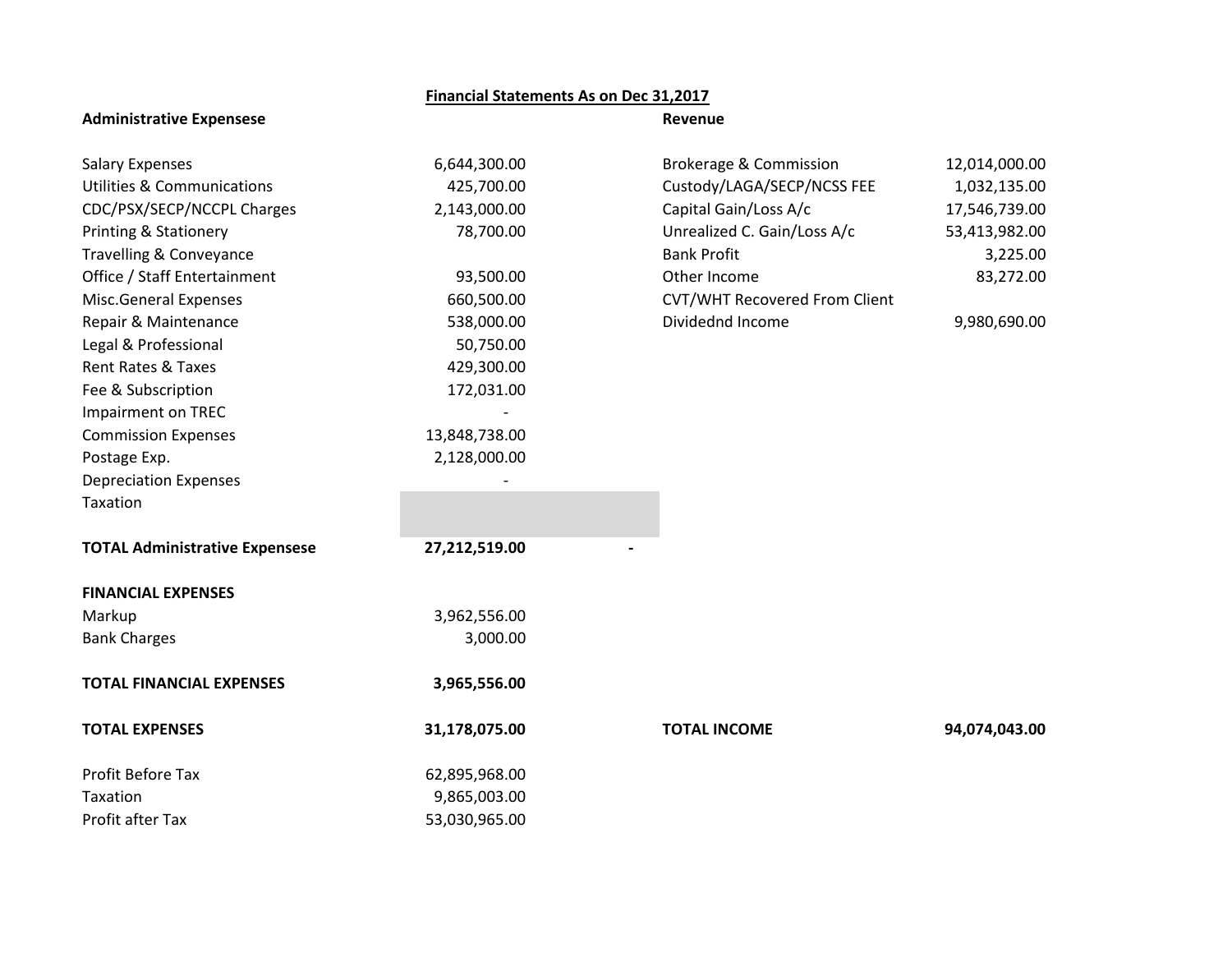## Financial Statements As on Dec 31,2017

| Administrative Expensese | | | Revenue | |
|---|---|---|---|---|
| Salary Expenses | 6,644,300.00 | | Brokerage & Commission | 12,014,000.00 |
| Utilities & Communications | 425,700.00 | | Custody/LAGA/SECP/NCSS FEE | 1,032,135.00 |
| CDC/PSX/SECP/NCCPL Charges | 2,143,000.00 | | Capital Gain/Loss A/c | 17,546,739.00 |
| Printing & Stationery | 78,700.00 | | Unrealized C. Gain/Loss A/c | 53,413,982.00 |
| Travelling & Conveyance | | | Bank Profit | 3,225.00 |
| Office / Staff Entertainment | 93,500.00 | | Other Income | 83,272.00 |
| Misc.General Expenses | 660,500.00 | | CVT/WHT Recovered From Client | |
| Repair & Maintenance | 538,000.00 | | Dividednd Income | 9,980,690.00 |
| Legal & Professional | 50,750.00 | | | |
| Rent Rates & Taxes | 429,300.00 | | | |
| Fee & Subscription | 172,031.00 | | | |
| Impairment on TREC | - | | | |
| Commission Expenses | 13,848,738.00 | | | |
| Postage Exp. | 2,128,000.00 | | | |
| Depreciation Expenses | - | | | |
| Taxation | | | | |
| **TOTAL Administrative Expensese** | **27,212,519.00** | - | | |
| **FINANCIAL EXPENSES** | | | | |
| Markup | 3,962,556.00 | | | |
| Bank Charges | 3,000.00 | | | |
| **TOTAL FINANCIAL EXPENSES** | **3,965,556.00** | | | |
| **TOTAL EXPENSES** | **31,178,075.00** | | **TOTAL INCOME** | **94,074,043.00** |
| Profit Before Tax | 62,895,968.00 | | | |
| Taxation | 9,865,003.00 | | | |
| Profit after Tax | 53,030,965.00 | | | |